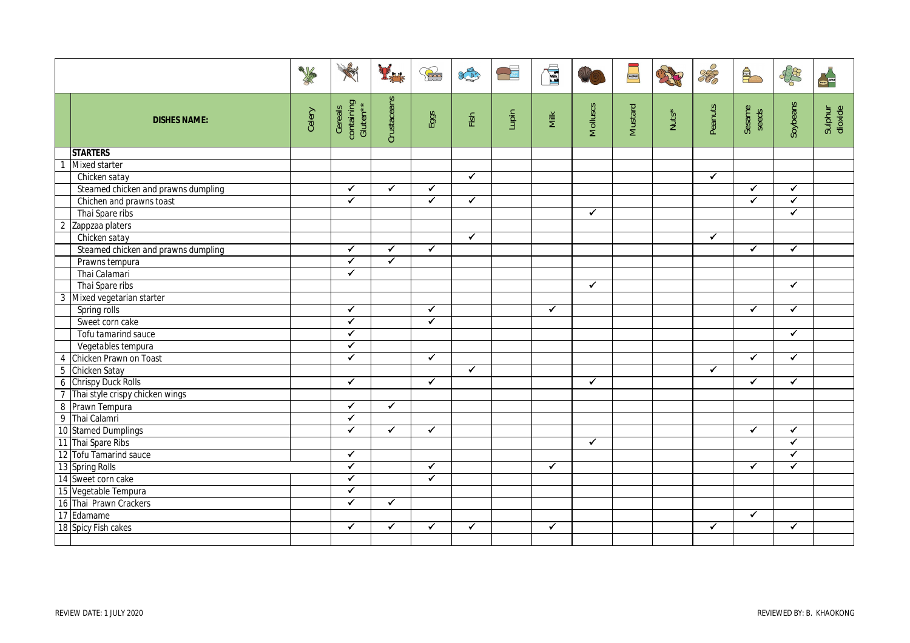| | DISHES NAME: | Celery | Cereals containing Gluten** | Crustaceans | Eggs | Fish | Lupin | Milk | Molluscs | Mustard | Nuts* | Peanuts | Sesame seeds | Soybeans | Sulphur dioxide |
|---|---|---|---|---|---|---|---|---|---|---|---|---|---|---|---|
| | **STARTERS** | | | | | | | | | | | | | | |
| 1 | Mixed starter | | | | | | | | | | | | | | |
| | Chicken satay | | | | | ✓ | | | | | | ✓ | | | |
| | Steamed chicken and prawns dumpling | | ✓ | ✓ | ✓ | | | | | | | | ✓ | ✓ | |
| | Chichen and prawns toast | | ✓ | | ✓ | ✓ | | | | | | | ✓ | ✓ | |
| | Thai Spare ribs | | | | | | | | ✓ | | | | | ✓ | |
| 2 | Zappzaa platers | | | | | | | | | | | | | | |
| | Chicken satay | | | | | ✓ | | | | | | ✓ | | | |
| | Steamed chicken and prawns dumpling | | ✓ | ✓ | ✓ | | | | | | | | ✓ | ✓ | |
| | Prawns tempura | | ✓ | ✓ | | | | | | | | | | | |
| | Thai Calamari | | ✓ | | | | | | | | | | | | |
| | Thai Spare ribs | | | | | | | | ✓ | | | | | ✓ | |
| 3 | Mixed vegetarian starter | | | | | | | | | | | | | | |
| | Spring rolls | | ✓ | | ✓ | | | ✓ | | | | | ✓ | ✓ | |
| | Sweet corn cake | | ✓ | | ✓ | | | | | | | | | | |
| | Tofu tamarind sauce | | ✓ | | | | | | | | | | | ✓ | |
| | Vegetables tempura | | ✓ | | | | | | | | | | | | |
| 4 | Chicken Prawn on Toast | | ✓ | | ✓ | | | | | | | | ✓ | ✓ | |
| 5 | Chicken Satay | | | | | ✓ | | | | | | ✓ | | | |
| 6 | Chrispy Duck Rolls | | ✓ | | ✓ | | | | ✓ | | | | ✓ | ✓ | |
| 7 | Thai style crispy chicken wings | | | | | | | | | | | | | | |
| 8 | Prawn Tempura | | ✓ | ✓ | | | | | | | | | | | |
| 9 | Thai Calamri | | ✓ | | | | | | | | | | | | |
| 10 | Stamed Dumplings | | ✓ | ✓ | ✓ | | | | | | | | ✓ | ✓ | |
| 11 | Thai Spare Ribs | | | | | | | | ✓ | | | | | ✓ | |
| 12 | Tofu Tamarind sauce | | ✓ | | | | | | | | | | | ✓ | |
| 13 | Spring Rolls | | ✓ | | ✓ | | | ✓ | | | | | ✓ | ✓ | |
| 14 | Sweet corn cake | | ✓ | | ✓ | | | | | | | | | | |
| 15 | Vegetable Tempura | | ✓ | | | | | | | | | | | | |
| 16 | Thai Prawn Crackers | | ✓ | ✓ | | | | | | | | | | | |
| 17 | Edamame | | | | | | | | | | | | ✓ | | |
| 18 | Spicy Fish cakes | | ✓ | ✓ | ✓ | ✓ | | ✓ | | | | ✓ | | ✓ | |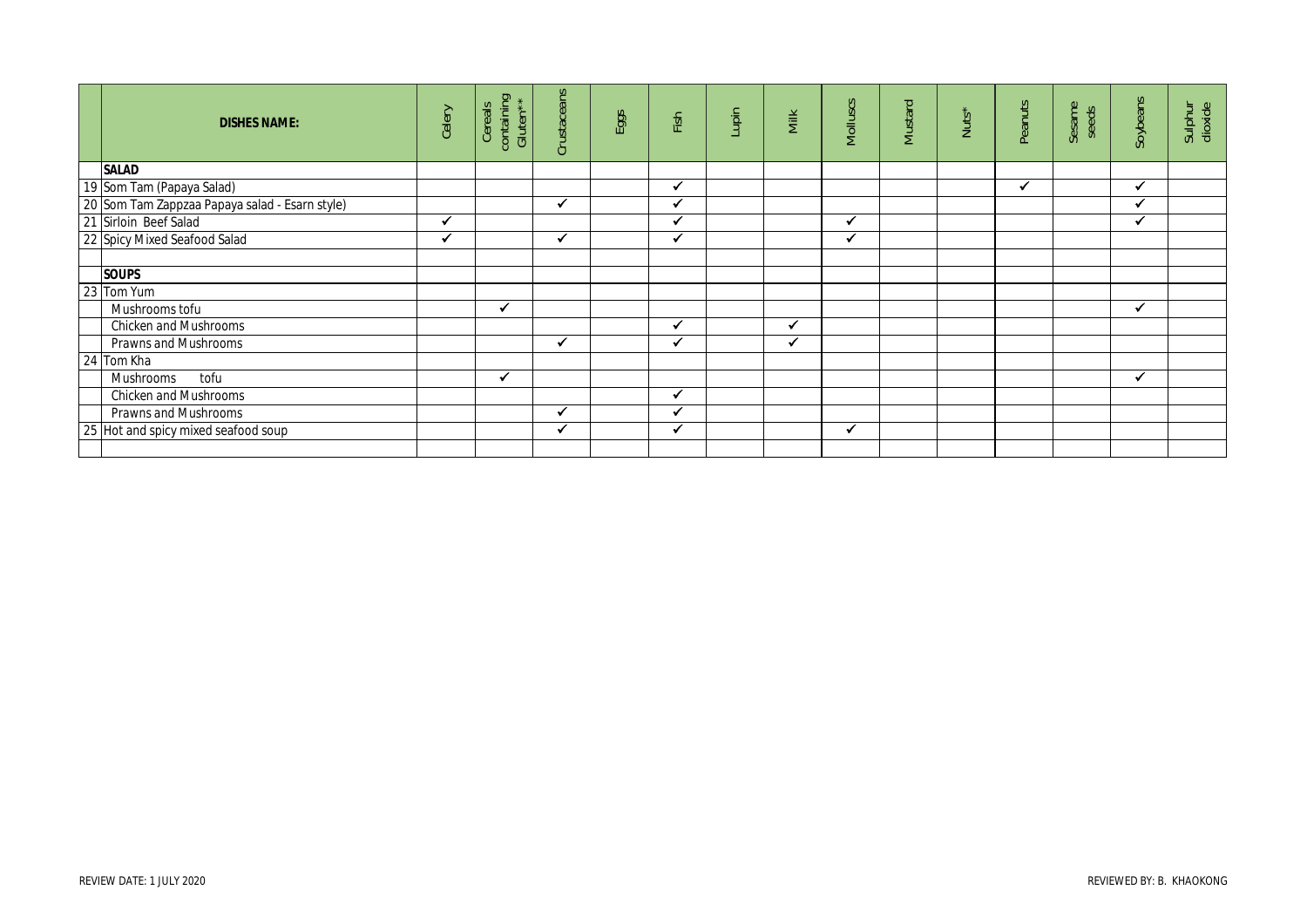| | DISHES NAME: | Celery | Cereals containing Gluten** | Crustaceans | Eggs | Fish | Lupin | Milk | Molluscs | Mustard | Nuts* | Peanuts | Sesame seeds | Soybeans | Sulphur dioxide |
|---|---|---|---|---|---|---|---|---|---|---|---|---|---|---|---|
| | **SALAD** | | | | | | | | | | | | | | |
| 19 | Som Tam (Papaya Salad) | | | | | ✓ | | | | | | ✓ | | ✓ | |
| 20 | Som Tam Zappzaa Papaya salad - Esarn style) | | | ✓ | | ✓ | | | | | | | | ✓ | |
| 21 | Sirloin Beef Salad | ✓ | | | | ✓ | | | ✓ | | | | | ✓ | |
| 22 | Spicy Mixed Seafood Salad | ✓ | | ✓ | | ✓ | | | ✓ | | | | | | |
| | | | | | | | | | | | | | | | |
| | **SOUPS** | | | | | | | | | | | | | | |
| 23 | Tom Yum | | | | | | | | | | | | | | |
| | Mushrooms tofu | | ✓ | | | | | | | | | | | ✓ | |
| | Chicken and Mushrooms | | | | | ✓ | | ✓ | | | | | | | |
| | Prawns and Mushrooms | | | ✓ | | ✓ | | ✓ | | | | | | | |
| 24 | Tom Kha | | | | | | | | | | | | | | |
| | Mushrooms tofu | | ✓ | | | | | | | | | | | ✓ | |
| | Chicken and Mushrooms | | | | | ✓ | | | | | | | | | |
| | Prawns and Mushrooms | | | ✓ | | ✓ | | | | | | | | | |
| 25 | Hot and spicy mixed seafood soup | | | ✓ | | ✓ | | | ✓ | | | | | | |
| | | | | | | | | | | | | | | | |

REVIEW DATE: 1 JULY 2020

REVIEWED BY: B. KHAOKONG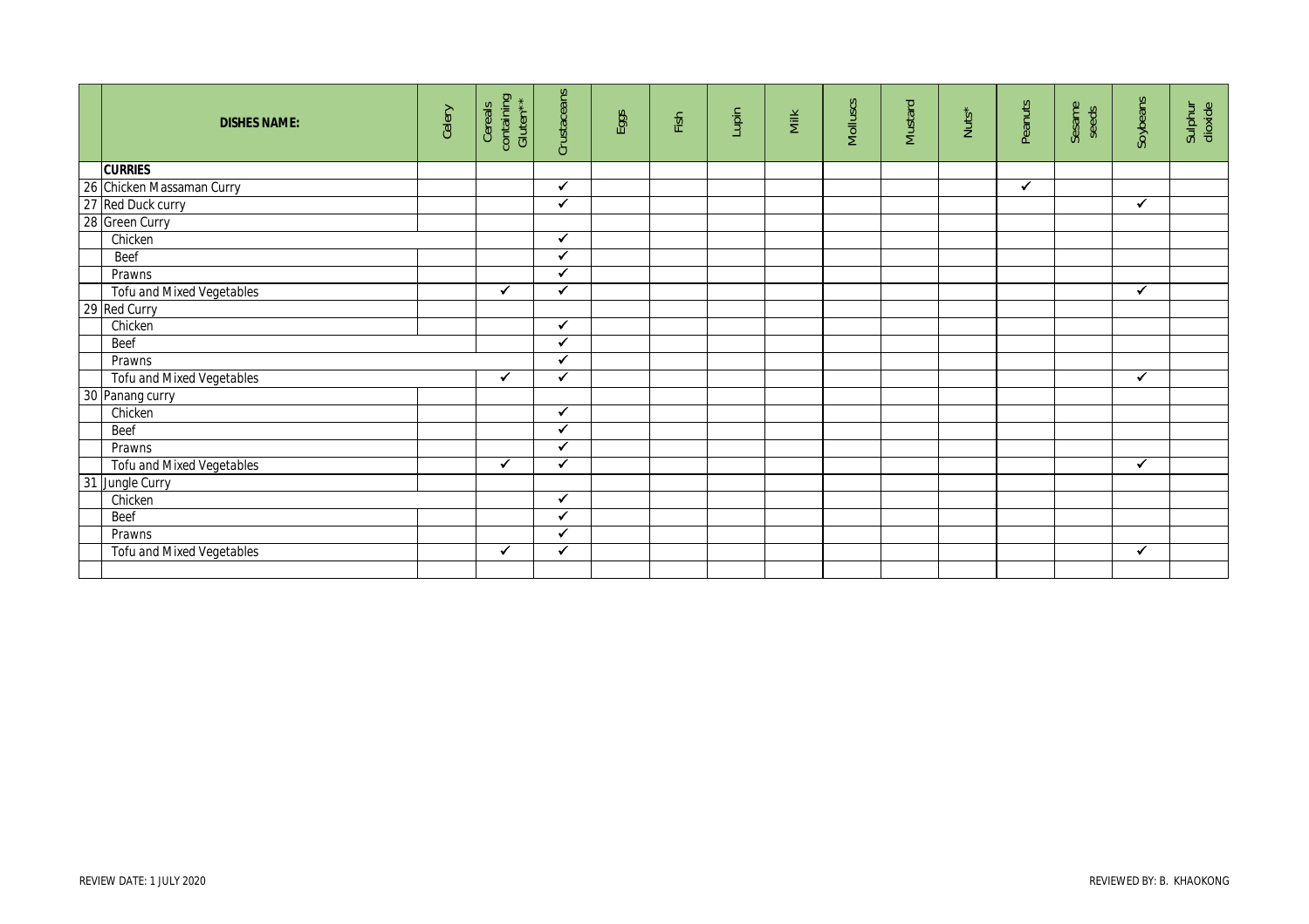| | DISHES NAME: | Celery | Cereals containing Gluten** | Crustaceans | Eggs | Fish | Lupin | Milk | Molluscs | Mustard | Nuts* | Peanuts | Sesame seeds | Soybeans | Sulphur dioxide |
|---|---|---|---|---|---|---|---|---|---|---|---|---|---|---|---|
| | **CURRIES** | | | | | | | | | | | | | | |
| 26 | Chicken Massaman Curry | | | ✓ | | | | | | | | ✓ | | | |
| 27 | Red Duck curry | | | ✓ | | | | | | | | | | ✓ | |
| 28 | Green Curry | | | | | | | | | | | | | | |
| | Chicken | | | ✓ | | | | | | | | | | | |
| | Beef | | | ✓ | | | | | | | | | | | |
| | Prawns | | | ✓ | | | | | | | | | | | |
| | Tofu and Mixed Vegetables | | ✓ | ✓ | | | | | | | | | | ✓ | |
| 29 | Red Curry | | | | | | | | | | | | | | |
| | Chicken | | | ✓ | | | | | | | | | | | |
| | Beef | | | ✓ | | | | | | | | | | | |
| | Prawns | | | ✓ | | | | | | | | | | | |
| | Tofu and Mixed Vegetables | | ✓ | ✓ | | | | | | | | | | ✓ | |
| 30 | Panang curry | | | | | | | | | | | | | | |
| | Chicken | | | ✓ | | | | | | | | | | | |
| | Beef | | | ✓ | | | | | | | | | | | |
| | Prawns | | | ✓ | | | | | | | | | | | |
| | Tofu and Mixed Vegetables | | ✓ | ✓ | | | | | | | | | | ✓ | |
| 31 | Jungle Curry | | | | | | | | | | | | | | |
| | Chicken | | | ✓ | | | | | | | | | | | |
| | Beef | | | ✓ | | | | | | | | | | | |
| | Prawns | | | ✓ | | | | | | | | | | | |
| | Tofu and Mixed Vegetables | | ✓ | ✓ | | | | | | | | | | ✓ | |

REVIEW DATE: 1 JULY 2020

REVIEWED BY: B. KHAOKONG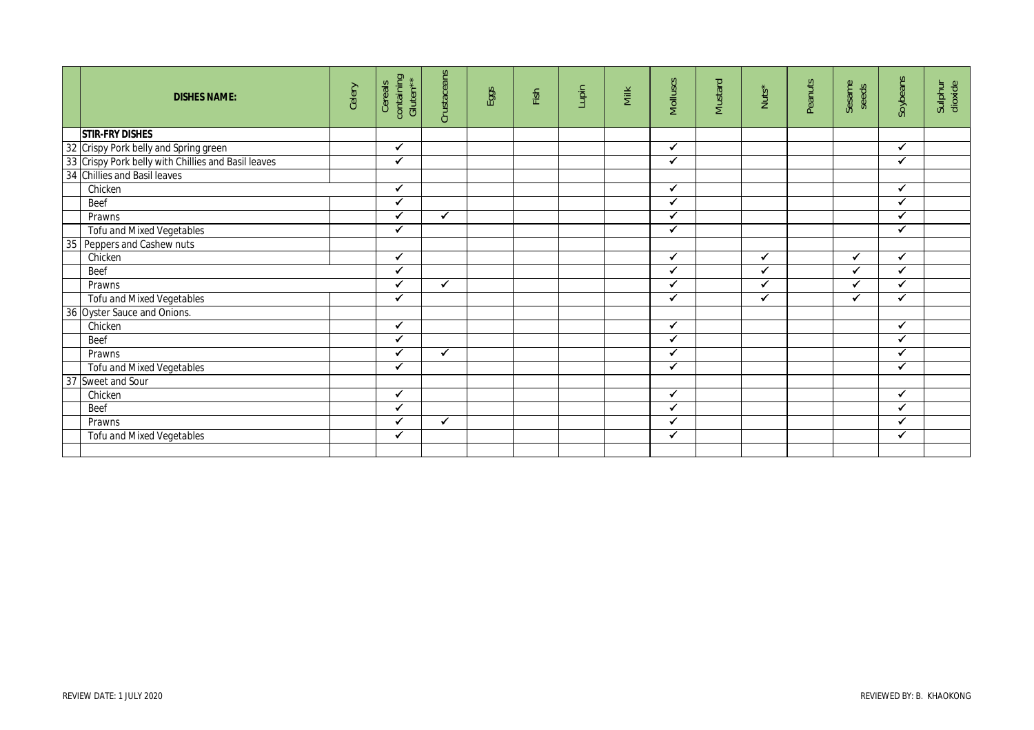| | DISHES NAME: | Celery | Cereals containing Gluten** | Crustaceans | Eggs | Fish | Lupin | Milk | Molluscs | Mustard | Nuts* | Peanuts | Sesame seeds | Soybeans | Sulphur dioxide |
|---|---|---|---|---|---|---|---|---|---|---|---|---|---|---|---|
| | **STIR-FRY DISHES** | | | | | | | | | | | | | | |
| 32 | Crispy Pork belly and Spring green | | ✓ | | | | | | ✓ | | | | | ✓ | |
| 33 | Crispy Pork belly with Chillies and Basil leaves | | ✓ | | | | | | ✓ | | | | | ✓ | |
| 34 | Chillies and Basil leaves | | | | | | | | | | | | | | |
| | Chicken | | ✓ | | | | | | ✓ | | | | | ✓ | |
| | Beef | | ✓ | | | | | | ✓ | | | | | ✓ | |
| | Prawns | | ✓ | ✓ | | | | | ✓ | | | | | ✓ | |
| | Tofu and Mixed Vegetables | | ✓ | | | | | | ✓ | | | | | ✓ | |
| 35 | Peppers and Cashew nuts | | | | | | | | | | | | | | |
| | Chicken | | ✓ | | | | | | ✓ | | ✓ | | ✓ | ✓ | |
| | Beef | | ✓ | | | | | | ✓ | | ✓ | | ✓ | ✓ | |
| | Prawns | | ✓ | ✓ | | | | | ✓ | | ✓ | | ✓ | ✓ | |
| | Tofu and Mixed Vegetables | | ✓ | | | | | | ✓ | | ✓ | | ✓ | ✓ | |
| 36 | Oyster Sauce and Onions. | | | | | | | | | | | | | | |
| | Chicken | | ✓ | | | | | | ✓ | | | | | ✓ | |
| | Beef | | ✓ | | | | | | ✓ | | | | | ✓ | |
| | Prawns | | ✓ | ✓ | | | | | ✓ | | | | | ✓ | |
| | Tofu and Mixed Vegetables | | ✓ | | | | | | ✓ | | | | | ✓ | |
| 37 | Sweet and Sour | | | | | | | | | | | | | | |
| | Chicken | | ✓ | | | | | | ✓ | | | | | ✓ | |
| | Beef | | ✓ | | | | | | ✓ | | | | | ✓ | |
| | Prawns | | ✓ | ✓ | | | | | ✓ | | | | | ✓ | |
| | Tofu and Mixed Vegetables | | ✓ | | | | | | ✓ | | | | | ✓ | |

REVIEW DATE: 1 JULY 2020

REVIEWED BY: B. KHAOKONG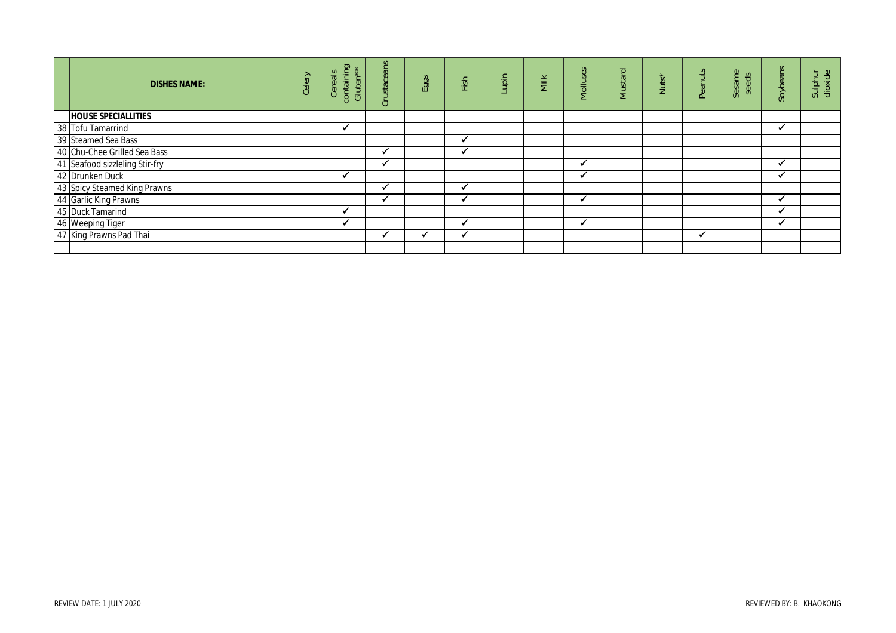| | DISHES NAME: | Celery | Cereals containing Gluten** | Crustaceans | Eggs | Fish | Lupin | Milk | Molluscs | Mustard | Nuts* | Peanuts | Sesame seeds | Soybeans | Sulphur dioxide |
|---|---|---|---|---|---|---|---|---|---|---|---|---|---|---|---|
| | **HOUSE SPECIALLITIES** | | | | | | | | | | | | | | |
| 38 | Tofu Tamarrind | | ✓ | | | | | | | | | | | ✓ | |
| 39 | Steamed Sea Bass | | | | | ✓ | | | | | | | | | |
| 40 | Chu-Chee Grilled Sea Bass | | | ✓ | | ✓ | | | | | | | | | |
| 41 | Seafood sizzleling Stir-fry | | | ✓ | | | | | ✓ | | | | | ✓ | |
| 42 | Drunken Duck | | ✓ | | | | | | ✓ | | | | | ✓ | |
| 43 | Spicy Steamed King Prawns | | | ✓ | | ✓ | | | | | | | | | |
| 44 | Garlic King Prawns | | | ✓ | | ✓ | | | ✓ | | | | | ✓ | |
| 45 | Duck Tamarind | | ✓ | | | | | | | | | | | ✓ | |
| 46 | Weeping Tiger | | ✓ | | | ✓ | | | ✓ | | | | | ✓ | |
| 47 | King Prawns Pad Thai | | | ✓ | ✓ | ✓ | | | | | | ✓ | | | |
| | | | | | | | | | | | | | | | |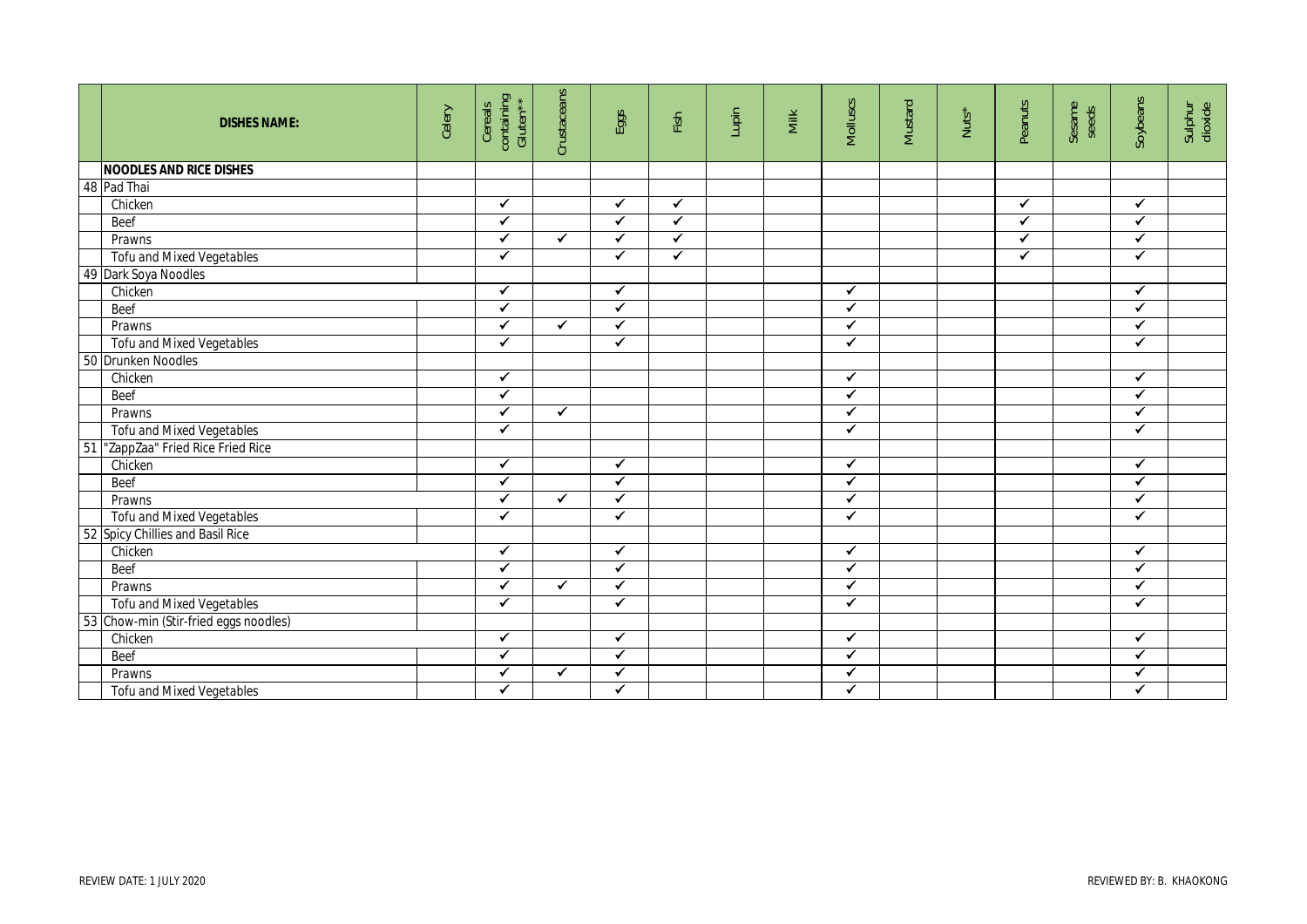| | DISHES NAME: | Celery | Cereals containing Gluten** | Crustaceans | Eggs | Fish | Lupin | Milk | Molluscs | Mustard | Nuts* | Peanuts | Sesame seeds | Soybeans | Sulphur dioxide |
|---|---|---|---|---|---|---|---|---|---|---|---|---|---|---|---|
| | **NOODLES AND RICE DISHES** | | | | | | | | | | | | | | |
| 48 | Pad Thai | | | | | | | | | | | | | | |
| | Chicken | | ✓ | | ✓ | ✓ | | | | | | ✓ | | ✓ | |
| | Beef | | ✓ | | ✓ | ✓ | | | | | | ✓ | | ✓ | |
| | Prawns | | ✓ | ✓ | ✓ | ✓ | | | | | | ✓ | | ✓ | |
| | Tofu and Mixed Vegetables | | ✓ | | ✓ | ✓ | | | | | | ✓ | | ✓ | |
| 49 | Dark Soya Noodles | | | | | | | | | | | | | | |
| | Chicken | | ✓ | | ✓ | | | | ✓ | | | | | ✓ | |
| | Beef | | ✓ | | ✓ | | | | ✓ | | | | | ✓ | |
| | Prawns | | ✓ | ✓ | ✓ | | | | ✓ | | | | | ✓ | |
| | Tofu and Mixed Vegetables | | ✓ | | ✓ | | | | ✓ | | | | | ✓ | |
| 50 | Drunken Noodles | | | | | | | | | | | | | | |
| | Chicken | | ✓ | | | | | | ✓ | | | | | ✓ | |
| | Beef | | ✓ | | | | | | ✓ | | | | | ✓ | |
| | Prawns | | ✓ | ✓ | | | | | ✓ | | | | | ✓ | |
| | Tofu and Mixed Vegetables | | ✓ | | | | | | ✓ | | | | | ✓ | |
| 51 | "ZappZaa" Fried Rice Fried Rice | | | | | | | | | | | | | | |
| | Chicken | | ✓ | | ✓ | | | | ✓ | | | | | ✓ | |
| | Beef | | ✓ | | ✓ | | | | ✓ | | | | | ✓ | |
| | Prawns | | ✓ | ✓ | ✓ | | | | ✓ | | | | | ✓ | |
| | Tofu and Mixed Vegetables | | ✓ | | ✓ | | | | ✓ | | | | | ✓ | |
| 52 | Spicy Chillies and Basil Rice | | | | | | | | | | | | | | |
| | Chicken | | ✓ | | ✓ | | | | ✓ | | | | | ✓ | |
| | Beef | | ✓ | | ✓ | | | | ✓ | | | | | ✓ | |
| | Prawns | | ✓ | ✓ | ✓ | | | | ✓ | | | | | ✓ | |
| | Tofu and Mixed Vegetables | | ✓ | | ✓ | | | | ✓ | | | | | ✓ | |
| 53 | Chow-min (Stir-fried eggs noodles) | | | | | | | | | | | | | | |
| | Chicken | | ✓ | | ✓ | | | | ✓ | | | | | ✓ | |
| | Beef | | ✓ | | ✓ | | | | ✓ | | | | | ✓ | |
| | Prawns | | ✓ | ✓ | ✓ | | | | ✓ | | | | | ✓ | |
| | Tofu and Mixed Vegetables | | ✓ | | ✓ | | | | ✓ | | | | | ✓ | |

REVIEW DATE: 1 JULY 2020

REVIEWED BY: B. KHAOKONG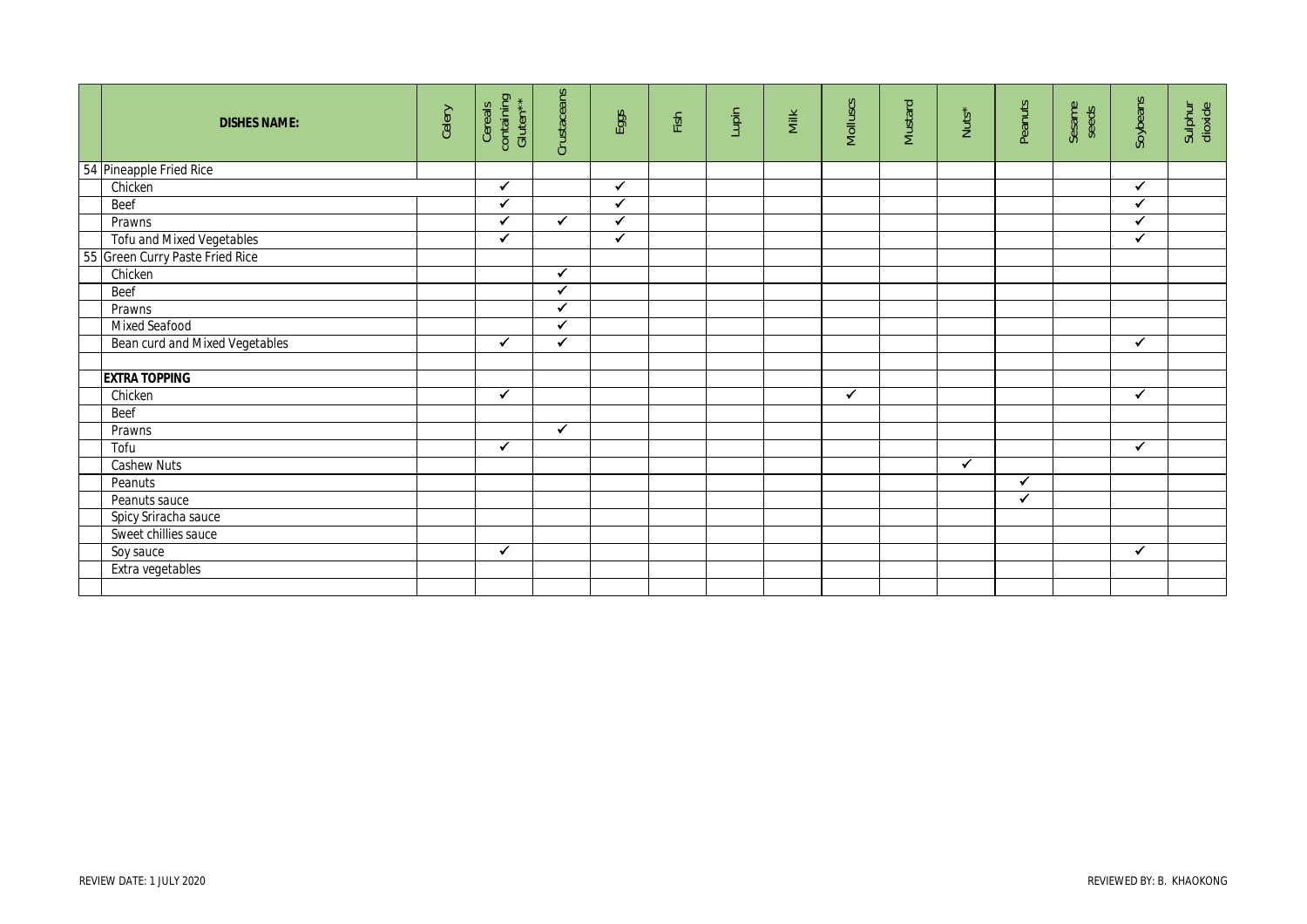| | DISHES NAME: | Celery | Cereals containing Gluten** | Crustaceans | Eggs | Fish | Lupin | Milk | Molluscs | Mustard | Nuts* | Peanuts | Sesame seeds | Soybeans | Sulphur dioxide |
|---|---|---|---|---|---|---|---|---|---|---|---|---|---|---|---|
| 54 | Pineapple Fried Rice | | | | | | | | | | | | | | |
| | Chicken | | ✓ | | ✓ | | | | | | | | | ✓ | |
| | Beef | | ✓ | | ✓ | | | | | | | | | ✓ | |
| | Prawns | | ✓ | ✓ | ✓ | | | | | | | | | ✓ | |
| | Tofu and Mixed Vegetables | | ✓ | | ✓ | | | | | | | | | ✓ | |
| 55 | Green Curry Paste Fried Rice | | | | | | | | | | | | | | |
| | Chicken | | | ✓ | | | | | | | | | | | |
| | Beef | | | ✓ | | | | | | | | | | | |
| | Prawns | | | ✓ | | | | | | | | | | | |
| | Mixed Seafood | | | ✓ | | | | | | | | | | | |
| | Bean curd and Mixed Vegetables | | ✓ | ✓ | | | | | | | | | | ✓ | |
| | | | | | | | | | | | | | | | |
| | **EXTRA TOPPING** | | | | | | | | | | | | | | |
| | Chicken | | ✓ | | | | | | ✓ | | | | | ✓ | |
| | Beef | | | | | | | | | | | | | | |
| | Prawns | | | ✓ | | | | | | | | | | | |
| | Tofu | | ✓ | | | | | | | | | | | ✓ | |
| | Cashew Nuts | | | | | | | | | | ✓ | | | | |
| | Peanuts | | | | | | | | | | | ✓ | | | |
| | Peanuts sauce | | | | | | | | | | | ✓ | | | |
| | Spicy Sriracha sauce | | | | | | | | | | | | | | |
| | Sweet chillies sauce | | | | | | | | | | | | | | |
| | Soy sauce | | ✓ | | | | | | | | | | | ✓ | |
| | Extra vegetables | | | | | | | | | | | | | | |
| | | | | | | | | | | | | | | | |

REVIEW DATE: 1 JULY 2020

REVIEWED BY: B. KHAOKONG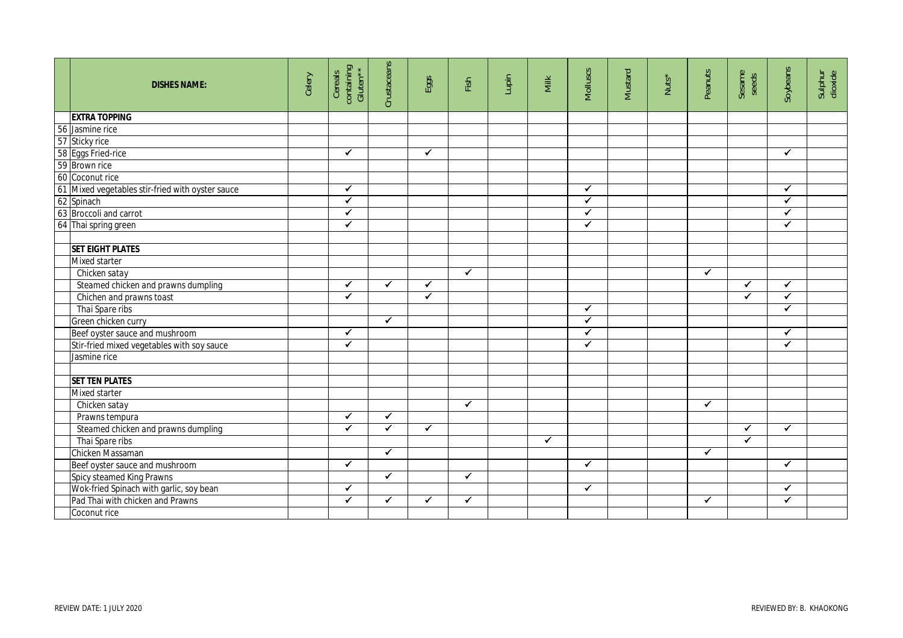| | DISHES NAME: | Celery | Cereals containing Gluten** | Crustaceans | Eggs | Fish | Lupin | Milk | Molluscs | Mustard | Nuts* | Peanuts | Sesame seeds | Soybeans | Sulphur dioxide |
|---|---|---|---|---|---|---|---|---|---|---|---|---|---|---|---|
| | **EXTRA TOPPING** | | | | | | | | | | | | | | |
| 56 | Jasmine rice | | | | | | | | | | | | | | |
| 57 | Sticky rice | | | | | | | | | | | | | | |
| 58 | Eggs Fried-rice | | ✓ | | ✓ | | | | | | | | | ✓ | |
| 59 | Brown rice | | | | | | | | | | | | | | |
| 60 | Coconut rice | | | | | | | | | | | | | | |
| 61 | Mixed vegetables stir-fried with oyster sauce | | ✓ | | | | | | ✓ | | | | | ✓ | |
| 62 | Spinach | | ✓ | | | | | | ✓ | | | | | ✓ | |
| 63 | Broccoli and carrot | | ✓ | | | | | | ✓ | | | | | ✓ | |
| 64 | Thai spring green | | ✓ | | | | | | ✓ | | | | | ✓ | |
| | | | | | | | | | | | | | | | |
| | **SET EIGHT PLATES** | | | | | | | | | | | | | | |
| | Mixed starter | | | | | | | | | | | | | | |
| | Chicken satay | | | | | ✓ | | | | | | ✓ | | | |
| | Steamed chicken and prawns dumpling | | ✓ | ✓ | ✓ | | | | | | | | ✓ | ✓ | |
| | Chichen and prawns toast | | ✓ | | ✓ | | | | | | | | ✓ | ✓ | |
| | Thai Spare ribs | | | | | | | | ✓ | | | | | ✓ | |
| | Green chicken curry | | | ✓ | | | | | ✓ | | | | | | |
| | Beef oyster sauce and mushroom | | ✓ | | | | | | ✓ | | | | | ✓ | |
| | Stir-fried mixed vegetables with soy sauce | | ✓ | | | | | | ✓ | | | | | ✓ | |
| | Jasmine rice | | | | | | | | | | | | | | |
| | | | | | | | | | | | | | | | |
| | **SET TEN PLATES** | | | | | | | | | | | | | | |
| | Mixed starter | | | | | | | | | | | | | | |
| | Chicken satay | | | | | ✓ | | | | | | ✓ | | | |
| | Prawns tempura | | ✓ | ✓ | | | | | | | | | | | |
| | Steamed chicken and prawns dumpling | | ✓ | ✓ | ✓ | | | | | | | | ✓ | ✓ | |
| | Thai Spare ribs | | | | | | | ✓ | | | | | ✓ | | |
| | Chicken Massaman | | | ✓ | | | | | | | | ✓ | | | |
| | Beef oyster sauce and mushroom | | ✓ | | | | | | ✓ | | | | | ✓ | |
| | Spicy steamed King Prawns | | | ✓ | | ✓ | | | | | | | | | |
| | Wok-fried Spinach with garlic, soy bean | | ✓ | | | | | | ✓ | | | | | ✓ | |
| | Pad Thai with chicken and Prawns | | ✓ | ✓ | ✓ | ✓ | | | | | | ✓ | | ✓ | |
| | Coconut rice | | | | | | | | | | | | | | |